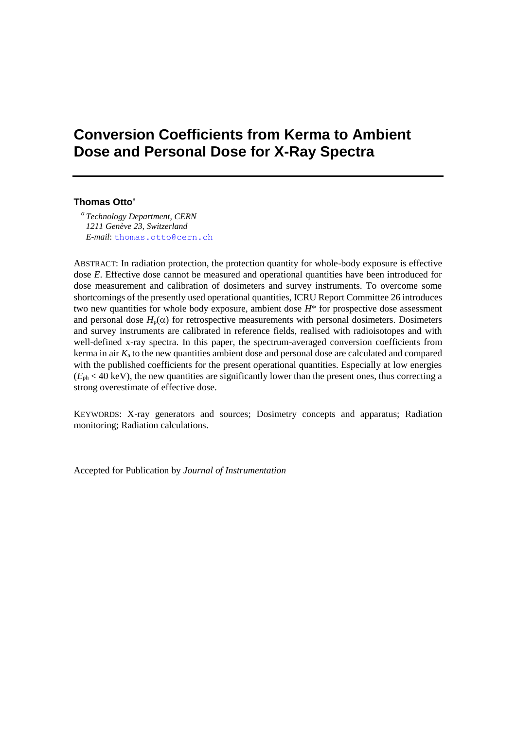# Conversion Coefficients from Kerma to Ambient Dose and Personal Dose for X-Ray Spectra

**Thomas Otto**[a]

[a] *Technology Department, CERN*
*1211 Genève 23, Switzerland*
*E-mail*: thomas.otto@cern.ch

ABSTRACT: In radiation protection, the protection quantity for whole-body exposure is effective dose *E*. Effective dose cannot be measured and operational quantities have been introduced for dose measurement and calibration of dosimeters and survey instruments. To overcome some shortcomings of the presently used operational quantities, ICRU Report Committee 26 introduces two new quantities for whole body exposure, ambient dose $H^*$ for prospective dose assessment and personal dose $H_p(\alpha)$ for retrospective measurements with personal dosimeters. Dosimeters and survey instruments are calibrated in reference fields, realised with radioisotopes and with well-defined x-ray spectra. In this paper, the spectrum-averaged conversion coefficients from kerma in air $K_a$ to the new quantities ambient dose and personal dose are calculated and compared with the published coefficients for the present operational quantities. Especially at low energies ($E_{ph} < 40$ keV), the new quantities are significantly lower than the present ones, thus correcting a strong overestimate of effective dose.

KEYWORDS: X-ray generators and sources; Dosimetry concepts and apparatus; Radiation monitoring; Radiation calculations.

Accepted for Publication by *Journal of Instrumentation*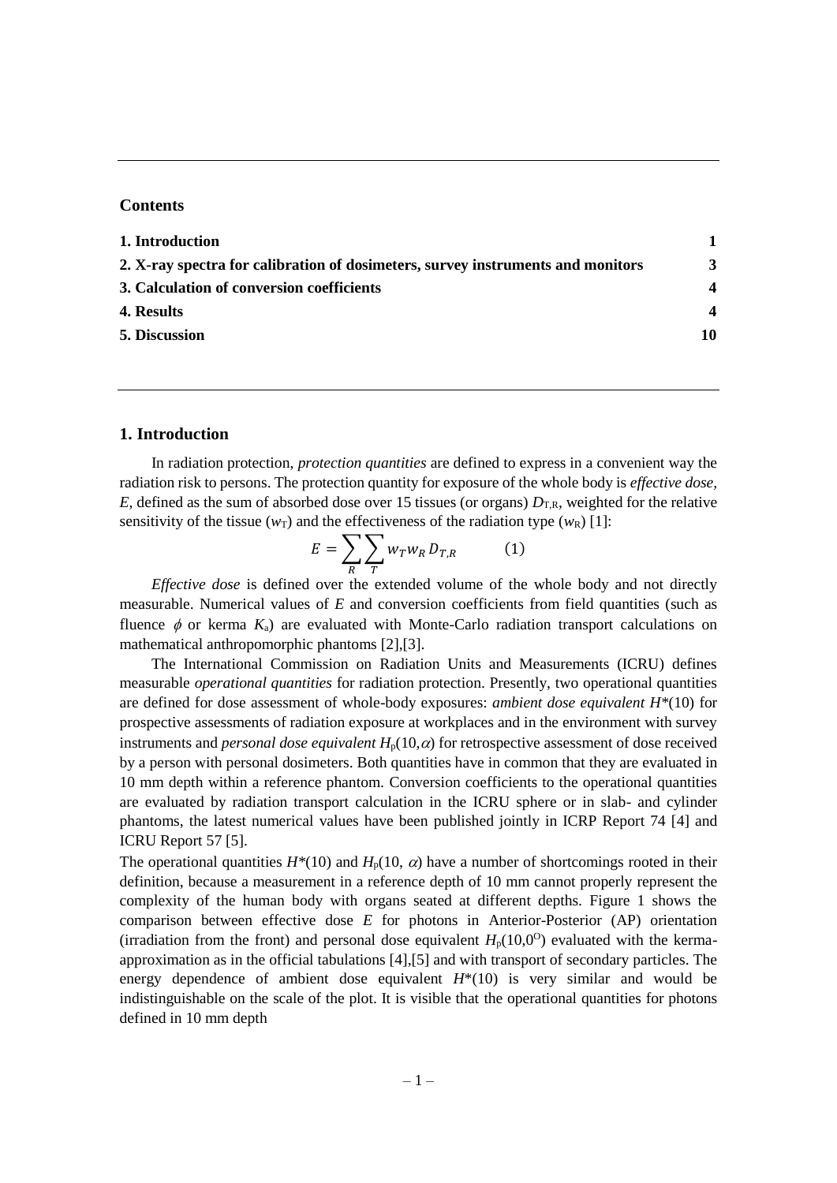**Contents**

| | |
|---|---|
| **1. Introduction** | **1** |
| **2. X-ray spectra for calibration of dosimeters, survey instruments and monitors** | **3** |
| **3. Calculation of conversion coefficients** | **4** |
| **4. Results** | **4** |
| **5. Discussion** | **10** |

## 1. Introduction

In radiation protection, *protection quantities* are defined to express in a convenient way the radiation risk to persons. The protection quantity for exposure of the whole body is *effective dose*, $E$, defined as the sum of absorbed dose over 15 tissues (or organs) $D_{T,R}$, weighted for the relative sensitivity of the tissue ($w_T$) and the effectiveness of the radiation type ($w_R$) [1]:

$$E = \sum_R \sum_T w_T w_R D_{T,R} \qquad (1)$$

*Effective dose* is defined over the extended volume of the whole body and not directly measurable. Numerical values of $E$ and conversion coefficients from field quantities (such as fluence $\phi$ or kerma $K_a$) are evaluated with Monte-Carlo radiation transport calculations on mathematical anthropomorphic phantoms [2],[3].

The International Commission on Radiation Units and Measurements (ICRU) defines measurable *operational quantities* for radiation protection. Presently, two operational quantities are defined for dose assessment of whole-body exposures: *ambient dose equivalent* $H^*(10)$ for prospective assessments of radiation exposure at workplaces and in the environment with survey instruments and *personal dose equivalent* $H_p(10,\alpha)$ for retrospective assessment of dose received by a person with personal dosimeters. Both quantities have in common that they are evaluated in 10 mm depth within a reference phantom. Conversion coefficients to the operational quantities are evaluated by radiation transport calculation in the ICRU sphere or in slab- and cylinder phantoms, the latest numerical values have been published jointly in ICRP Report 74 [4] and ICRU Report 57 [5].

The operational quantities $H^*(10)$ and $H_p(10, \alpha)$ have a number of shortcomings rooted in their definition, because a measurement in a reference depth of 10 mm cannot properly represent the complexity of the human body with organs seated at different depths. Figure 1 shows the comparison between effective dose $E$ for photons in Anterior-Posterior (AP) orientation (irradiation from the front) and personal dose equivalent $H_p(10,0^O)$ evaluated with the kerma-approximation as in the official tabulations [4],[5] and with transport of secondary particles. The energy dependence of ambient dose equivalent $H^*(10)$ is very similar and would be indistinguishable on the scale of the plot. It is visible that the operational quantities for photons defined in 10 mm depth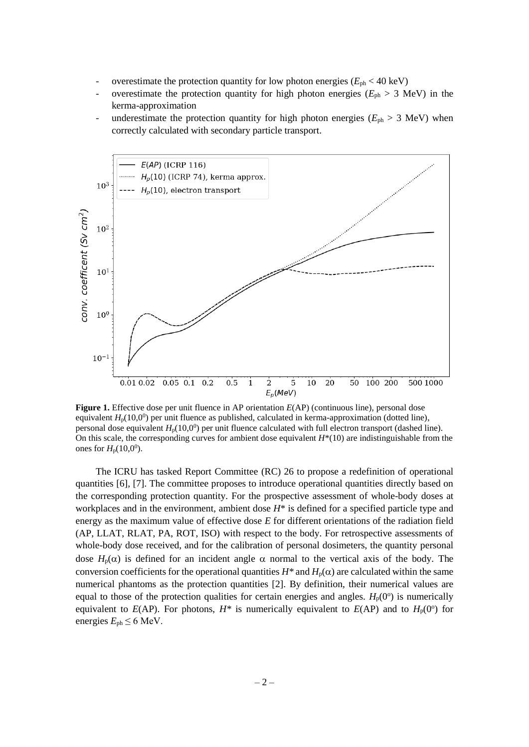- overestimate the protection quantity for low photon energies ($E_{ph}$ < 40 keV)
- overestimate the protection quantity for high photon energies ($E_{ph}$ > 3 MeV) in the kerma-approximation
- underestimate the protection quantity for high photon energies ($E_{ph}$ > 3 MeV) when correctly calculated with secondary particle transport.

**Figure 1.** Effective dose per unit fluence in AP orientation $E$(AP) (continuous line), personal dose equivalent $H_p(10,0^0)$ per unit fluence as published, calculated in kerma-approximation (dotted line), personal dose equivalent $H_p(10,0^0)$ per unit fluence calculated with full electron transport (dashed line). On this scale, the corresponding curves for ambient dose equivalent $H^*(10)$ are indistinguishable from the ones for $H_p(10,0^0)$.

The ICRU has tasked Report Committee (RC) 26 to propose a redefinition of operational quantities [6], [7]. The committee proposes to introduce operational quantities directly based on the corresponding protection quantity. For the prospective assessment of whole-body doses at workplaces and in the environment, ambient dose $H^*$ is defined for a specified particle type and energy as the maximum value of effective dose $E$ for different orientations of the radiation field (AP, LLAT, RLAT, PA, ROT, ISO) with respect to the body. For retrospective assessments of whole-body dose received, and for the calibration of personal dosimeters, the quantity personal dose $H_p(\alpha)$ is defined for an incident angle $\alpha$ normal to the vertical axis of the body. The conversion coefficients for the operational quantities $H^*$ and $H_p(\alpha)$ are calculated within the same numerical phantoms as the protection quantities [2]. By definition, their numerical values are equal to those of the protection qualities for certain energies and angles. $H_p(0^o)$ is numerically equivalent to $E$(AP). For photons, $H^*$ is numerically equivalent to $E$(AP) and to $H_p(0^o)$ for energies $E_{ph} \leq 6$ MeV.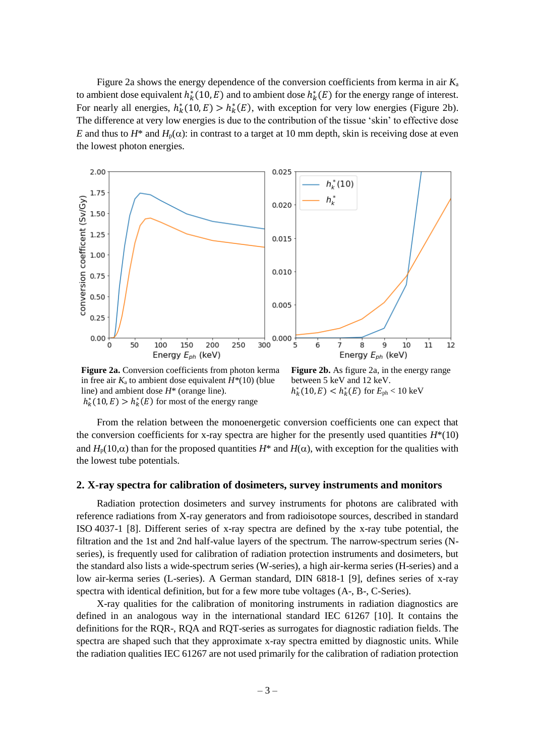Figure 2a shows the energy dependence of the conversion coefficients from kerma in air $K_a$ to ambient dose equivalent $h_k^*(10, E)$ and to ambient dose $h_k^*(E)$ for the energy range of interest. For nearly all energies, $h_k^*(10, E) > h_k^*(E)$, with exception for very low energies (Figure 2b). The difference at very low energies is due to the contribution of the tissue 'skin' to effective dose $E$ and thus to $H^*$ and $H_p(\alpha)$: in contrast to a target at 10 mm depth, skin is receiving dose at even the lowest photon energies.

**Figure 2a.** Conversion coefficients from photon kerma in free air $K_a$ to ambient dose equivalent $H^*(10)$ (blue line) and ambient dose $H^*$ (orange line). $h_k^*(10, E) > h_k^*(E)$ for most of the energy range

**Figure 2b.** As figure 2a, in the energy range between 5 keV and 12 keV. $h_k^*(10, E) < h_k^*(E)$ for $E_{ph} < 10$ keV

From the relation between the monoenergetic conversion coefficients one can expect that the conversion coefficients for x-ray spectra are higher for the presently used quantities $H^*(10)$ and $H_p(10,\alpha)$ than for the proposed quantities $H^*$ and $H(\alpha)$, with exception for the qualities with the lowest tube potentials.

## 2. X-ray spectra for calibration of dosimeters, survey instruments and monitors

Radiation protection dosimeters and survey instruments for photons are calibrated with reference radiations from X-ray generators and from radioisotope sources, described in standard ISO 4037-1 [8]. Different series of x-ray spectra are defined by the x-ray tube potential, the filtration and the 1st and 2nd half-value layers of the spectrum. The narrow-spectrum series (N-series), is frequently used for calibration of radiation protection instruments and dosimeters, but the standard also lists a wide-spectrum series (W-series), a high air-kerma series (H-series) and a low air-kerma series (L-series). A German standard, DIN 6818-1 [9], defines series of x-ray spectra with identical definition, but for a few more tube voltages (A-, B-, C-Series).

X-ray qualities for the calibration of monitoring instruments in radiation diagnostics are defined in an analogous way in the international standard IEC 61267 [10]. It contains the definitions for the RQR-, RQA and RQT-series as surrogates for diagnostic radiation fields. The spectra are shaped such that they approximate x-ray spectra emitted by diagnostic units. While the radiation qualities IEC 61267 are not used primarily for the calibration of radiation protection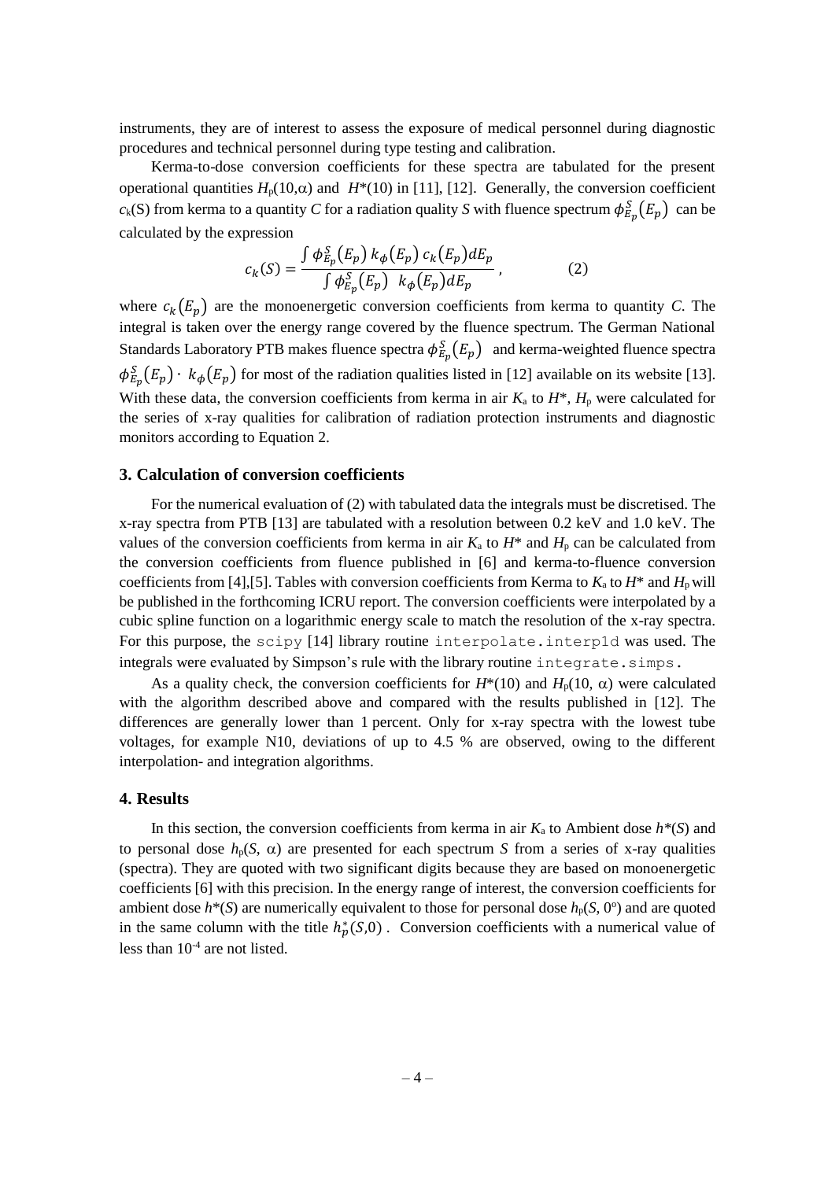instruments, they are of interest to assess the exposure of medical personnel during diagnostic procedures and technical personnel during type testing and calibration.

Kerma-to-dose conversion coefficients for these spectra are tabulated for the present operational quantities $H_p(10,\alpha)$ and $H^*(10)$ in [11], [12]. Generally, the conversion coefficient $c_k(S)$ from kerma to a quantity $C$ for a radiation quality $S$ with fluence spectrum $\phi^S_{E_p}(E_p)$ can be calculated by the expression

$$c_k(S) = \frac{\int \phi^S_{E_p}(E_p)\, k_\phi(E_p)\, c_k(E_p) dE_p}{\int \phi^S_{E_p}(E_p)\;\; k_\phi(E_p) dE_p}\,, \qquad (2)$$

where $c_k(E_p)$ are the monoenergetic conversion coefficients from kerma to quantity $C$. The integral is taken over the energy range covered by the fluence spectrum. The German National Standards Laboratory PTB makes fluence spectra $\phi^S_{E_p}(E_p)$ and kerma-weighted fluence spectra $\phi^S_{E_p}(E_p) \cdot\; k_\phi(E_p)$ for most of the radiation qualities listed in [12] available on its website [13]. With these data, the conversion coefficients from kerma in air $K_a$ to $H^*$, $H_p$ were calculated for the series of x-ray qualities for calibration of radiation protection instruments and diagnostic monitors according to Equation 2.

### 3. Calculation of conversion coefficients

For the numerical evaluation of (2) with tabulated data the integrals must be discretised. The x-ray spectra from PTB [13] are tabulated with a resolution between 0.2 keV and 1.0 keV. The values of the conversion coefficients from kerma in air $K_a$ to $H^*$ and $H_p$ can be calculated from the conversion coefficients from fluence published in [6] and kerma-to-fluence conversion coefficients from [4],[5]. Tables with conversion coefficients from Kerma to $K_a$ to $H^*$ and $H_p$ will be published in the forthcoming ICRU report. The conversion coefficients were interpolated by a cubic spline function on a logarithmic energy scale to match the resolution of the x-ray spectra. For this purpose, the `scipy` [14] library routine `interpolate.interp1d` was used. The integrals were evaluated by Simpson's rule with the library routine `integrate.simps`.

As a quality check, the conversion coefficients for $H^*(10)$ and $H_p(10, \alpha)$ were calculated with the algorithm described above and compared with the results published in [12]. The differences are generally lower than 1 percent. Only for x-ray spectra with the lowest tube voltages, for example N10, deviations of up to 4.5 % are observed, owing to the different interpolation- and integration algorithms.

### 4. Results

In this section, the conversion coefficients from kerma in air $K_a$ to Ambient dose $h^*(S)$ and to personal dose $h_p(S, \alpha)$ are presented for each spectrum $S$ from a series of x-ray qualities (spectra). They are quoted with two significant digits because they are based on monoenergetic coefficients [6] with this precision. In the energy range of interest, the conversion coefficients for ambient dose $h^*(S)$ are numerically equivalent to those for personal dose $h_p(S, 0^o)$ and are quoted in the same column with the title $h_p^*(S,0)$. Conversion coefficients with a numerical value of less than $10^{-4}$ are not listed.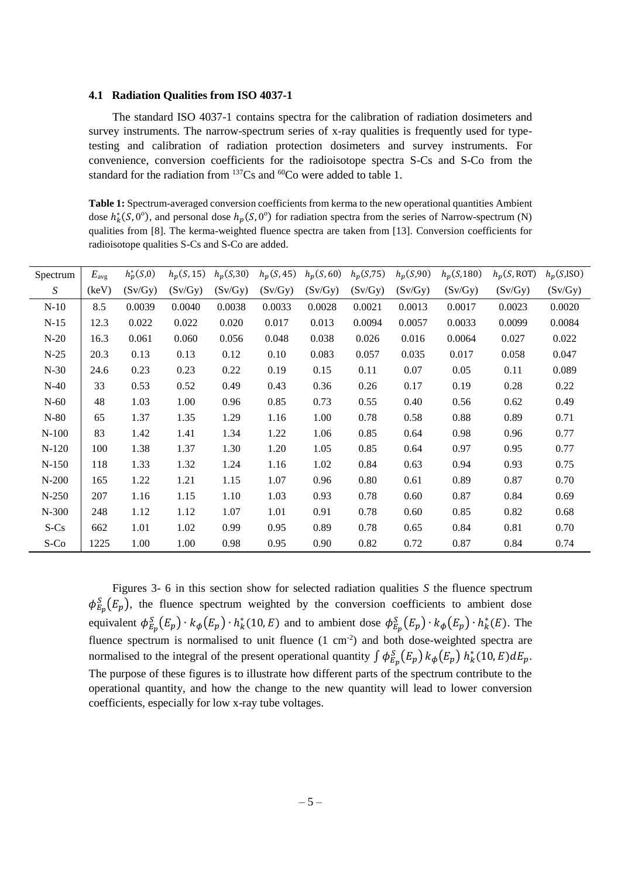### 4.1 Radiation Qualities from ISO 4037-1

The standard ISO 4037-1 contains spectra for the calibration of radiation dosimeters and survey instruments. The narrow-spectrum series of x-ray qualities is frequently used for type-testing and calibration of radiation protection dosimeters and survey instruments. For convenience, conversion coefficients for the radioisotope spectra S-Cs and S-Co from the standard for the radiation from $^{137}$Cs and $^{60}$Co were added to table 1.

**Table 1:** Spectrum-averaged conversion coefficients from kerma to the new operational quantities Ambient dose $h_k^*(S, 0^o)$, and personal dose $h_p(S, 0^o)$ for radiation spectra from the series of Narrow-spectrum (N) qualities from [8]. The kerma-weighted fluence spectra are taken from [13]. Conversion coefficients for radioisotope qualities S-Cs and S-Co are added.

| Spectrum $S$ | $E_{avg}$ (keV) | $h_p^*(S,0)$ (Sv/Gy) | $h_p(S,15)$ (Sv/Gy) | $h_p(S,30)$ (Sv/Gy) | $h_p(S,45)$ (Sv/Gy) | $h_p(S,60)$ (Sv/Gy) | $h_p(S,75)$ (Sv/Gy) | $h_p(S,90)$ (Sv/Gy) | $h_p(S,180)$ (Sv/Gy) | $h_p(S,\text{ROT})$ (Sv/Gy) | $h_p(S,\text{ISO})$ (Sv/Gy) |
|---|---|---|---|---|---|---|---|---|---|---|---|
| N-10 | 8.5 | 0.0039 | 0.0040 | 0.0038 | 0.0033 | 0.0028 | 0.0021 | 0.0013 | 0.0017 | 0.0023 | 0.0020 |
| N-15 | 12.3 | 0.022 | 0.022 | 0.020 | 0.017 | 0.013 | 0.0094 | 0.0057 | 0.0033 | 0.0099 | 0.0084 |
| N-20 | 16.3 | 0.061 | 0.060 | 0.056 | 0.048 | 0.038 | 0.026 | 0.016 | 0.0064 | 0.027 | 0.022 |
| N-25 | 20.3 | 0.13 | 0.13 | 0.12 | 0.10 | 0.083 | 0.057 | 0.035 | 0.017 | 0.058 | 0.047 |
| N-30 | 24.6 | 0.23 | 0.23 | 0.22 | 0.19 | 0.15 | 0.11 | 0.07 | 0.05 | 0.11 | 0.089 |
| N-40 | 33 | 0.53 | 0.52 | 0.49 | 0.43 | 0.36 | 0.26 | 0.17 | 0.19 | 0.28 | 0.22 |
| N-60 | 48 | 1.03 | 1.00 | 0.96 | 0.85 | 0.73 | 0.55 | 0.40 | 0.56 | 0.62 | 0.49 |
| N-80 | 65 | 1.37 | 1.35 | 1.29 | 1.16 | 1.00 | 0.78 | 0.58 | 0.88 | 0.89 | 0.71 |
| N-100 | 83 | 1.42 | 1.41 | 1.34 | 1.22 | 1.06 | 0.85 | 0.64 | 0.98 | 0.96 | 0.77 |
| N-120 | 100 | 1.38 | 1.37 | 1.30 | 1.20 | 1.05 | 0.85 | 0.64 | 0.97 | 0.95 | 0.77 |
| N-150 | 118 | 1.33 | 1.32 | 1.24 | 1.16 | 1.02 | 0.84 | 0.63 | 0.94 | 0.93 | 0.75 |
| N-200 | 165 | 1.22 | 1.21 | 1.15 | 1.07 | 0.96 | 0.80 | 0.61 | 0.89 | 0.87 | 0.70 |
| N-250 | 207 | 1.16 | 1.15 | 1.10 | 1.03 | 0.93 | 0.78 | 0.60 | 0.87 | 0.84 | 0.69 |
| N-300 | 248 | 1.12 | 1.12 | 1.07 | 1.01 | 0.91 | 0.78 | 0.60 | 0.85 | 0.82 | 0.68 |
| S-Cs | 662 | 1.01 | 1.02 | 0.99 | 0.95 | 0.89 | 0.78 | 0.65 | 0.84 | 0.81 | 0.70 |
| S-Co | 1225 | 1.00 | 1.00 | 0.98 | 0.95 | 0.90 | 0.82 | 0.72 | 0.87 | 0.84 | 0.74 |

Figures 3- 6 in this section show for selected radiation qualities $S$ the fluence spectrum $\phi_{E_p}^S(E_p)$, the fluence spectrum weighted by the conversion coefficients to ambient dose equivalent $\phi_{E_p}^S(E_p) \cdot k_\phi(E_p) \cdot h_k^*(10, E)$ and to ambient dose $\phi_{E_p}^S(E_p) \cdot k_\phi(E_p) \cdot h_k^*(E)$. The fluence spectrum is normalised to unit fluence (1 cm$^{-2}$) and both dose-weighted spectra are normalised to the integral of the present operational quantity $\int \phi_{E_p}^S(E_p)\, k_\phi(E_p)\, h_k^*(10, E) dE_p$. The purpose of these figures is to illustrate how different parts of the spectrum contribute to the operational quantity, and how the change to the new quantity will lead to lower conversion coefficients, especially for low x-ray tube voltages.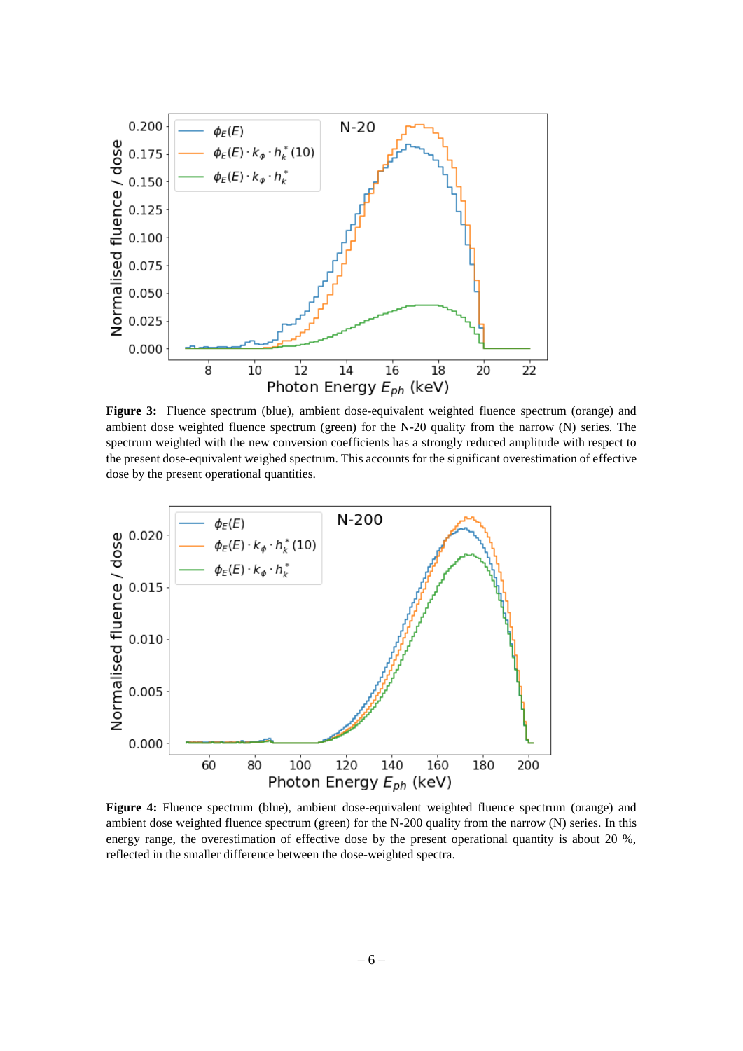**Figure 3:** Fluence spectrum (blue), ambient dose-equivalent weighted fluence spectrum (orange) and ambient dose weighted fluence spectrum (green) for the N-20 quality from the narrow (N) series. The spectrum weighted with the new conversion coefficients has a strongly reduced amplitude with respect to the present dose-equivalent weighed spectrum. This accounts for the significant overestimation of effective dose by the present operational quantities.

**Figure 4:** Fluence spectrum (blue), ambient dose-equivalent weighted fluence spectrum (orange) and ambient dose weighted fluence spectrum (green) for the N-200 quality from the narrow (N) series. In this energy range, the overestimation of effective dose by the present operational quantity is about 20 %, reflected in the smaller difference between the dose-weighted spectra.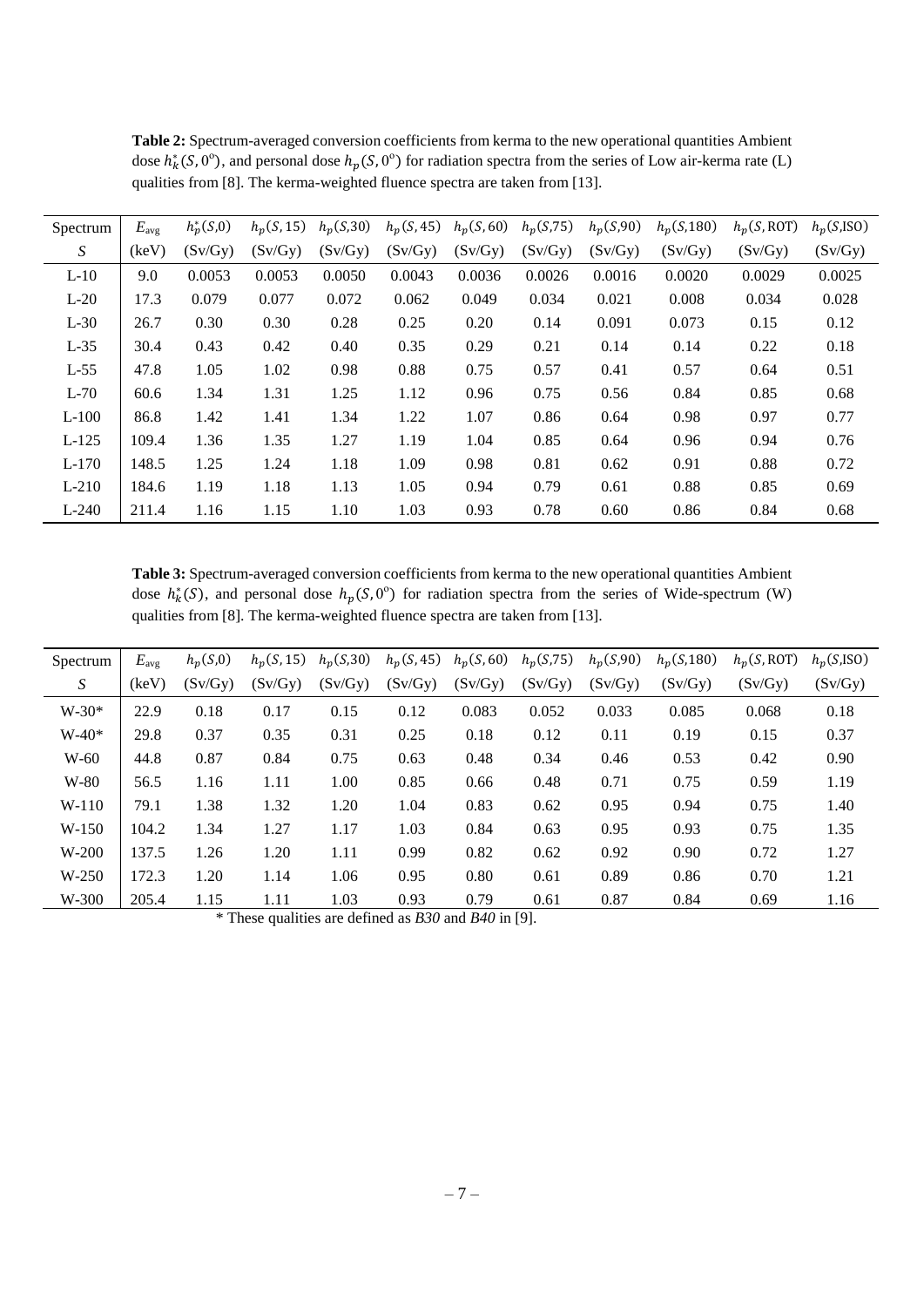**Table 2:** Spectrum-averaged conversion coefficients from kerma to the new operational quantities Ambient dose $h_k^*(S, 0^\circ)$, and personal dose $h_p(S, 0^\circ)$ for radiation spectra from the series of Low air-kerma rate (L) qualities from [8]. The kerma-weighted fluence spectra are taken from [13].

| Spectrum $S$ | $E_{avg}$ (keV) | $h_p^*(S,0)$ (Sv/Gy) | $h_p(S,15)$ (Sv/Gy) | $h_p(S,30)$ (Sv/Gy) | $h_p(S,45)$ (Sv/Gy) | $h_p(S,60)$ (Sv/Gy) | $h_p(S,75)$ (Sv/Gy) | $h_p(S,90)$ (Sv/Gy) | $h_p(S,180)$ (Sv/Gy) | $h_p(S,\mathrm{ROT})$ (Sv/Gy) | $h_p(S,\mathrm{ISO})$ (Sv/Gy) |
|---|---|---|---|---|---|---|---|---|---|---|---|
| L-10 | 9.0 | 0.0053 | 0.0053 | 0.0050 | 0.0043 | 0.0036 | 0.0026 | 0.0016 | 0.0020 | 0.0029 | 0.0025 |
| L-20 | 17.3 | 0.079 | 0.077 | 0.072 | 0.062 | 0.049 | 0.034 | 0.021 | 0.008 | 0.034 | 0.028 |
| L-30 | 26.7 | 0.30 | 0.30 | 0.28 | 0.25 | 0.20 | 0.14 | 0.091 | 0.073 | 0.15 | 0.12 |
| L-35 | 30.4 | 0.43 | 0.42 | 0.40 | 0.35 | 0.29 | 0.21 | 0.14 | 0.14 | 0.22 | 0.18 |
| L-55 | 47.8 | 1.05 | 1.02 | 0.98 | 0.88 | 0.75 | 0.57 | 0.41 | 0.57 | 0.64 | 0.51 |
| L-70 | 60.6 | 1.34 | 1.31 | 1.25 | 1.12 | 0.96 | 0.75 | 0.56 | 0.84 | 0.85 | 0.68 |
| L-100 | 86.8 | 1.42 | 1.41 | 1.34 | 1.22 | 1.07 | 0.86 | 0.64 | 0.98 | 0.97 | 0.77 |
| L-125 | 109.4 | 1.36 | 1.35 | 1.27 | 1.19 | 1.04 | 0.85 | 0.64 | 0.96 | 0.94 | 0.76 |
| L-170 | 148.5 | 1.25 | 1.24 | 1.18 | 1.09 | 0.98 | 0.81 | 0.62 | 0.91 | 0.88 | 0.72 |
| L-210 | 184.6 | 1.19 | 1.18 | 1.13 | 1.05 | 0.94 | 0.79 | 0.61 | 0.88 | 0.85 | 0.69 |
| L-240 | 211.4 | 1.16 | 1.15 | 1.10 | 1.03 | 0.93 | 0.78 | 0.60 | 0.86 | 0.84 | 0.68 |

**Table 3:** Spectrum-averaged conversion coefficients from kerma to the new operational quantities Ambient dose $h_k^*(S)$, and personal dose $h_p(S, 0^\circ)$ for radiation spectra from the series of Wide-spectrum (W) qualities from [8]. The kerma-weighted fluence spectra are taken from [13].

| Spectrum $S$ | $E_{avg}$ (keV) | $h_p(S,0)$ (Sv/Gy) | $h_p(S,15)$ (Sv/Gy) | $h_p(S,30)$ (Sv/Gy) | $h_p(S,45)$ (Sv/Gy) | $h_p(S,60)$ (Sv/Gy) | $h_p(S,75)$ (Sv/Gy) | $h_p(S,90)$ (Sv/Gy) | $h_p(S,180)$ (Sv/Gy) | $h_p(S,\mathrm{ROT})$ (Sv/Gy) | $h_p(S,\mathrm{ISO})$ (Sv/Gy) |
|---|---|---|---|---|---|---|---|---|---|---|---|
| W-30* | 22.9 | 0.18 | 0.17 | 0.15 | 0.12 | 0.083 | 0.052 | 0.033 | 0.085 | 0.068 | 0.18 |
| W-40* | 29.8 | 0.37 | 0.35 | 0.31 | 0.25 | 0.18 | 0.12 | 0.11 | 0.19 | 0.15 | 0.37 |
| W-60 | 44.8 | 0.87 | 0.84 | 0.75 | 0.63 | 0.48 | 0.34 | 0.46 | 0.53 | 0.42 | 0.90 |
| W-80 | 56.5 | 1.16 | 1.11 | 1.00 | 0.85 | 0.66 | 0.48 | 0.71 | 0.75 | 0.59 | 1.19 |
| W-110 | 79.1 | 1.38 | 1.32 | 1.20 | 1.04 | 0.83 | 0.62 | 0.95 | 0.94 | 0.75 | 1.40 |
| W-150 | 104.2 | 1.34 | 1.27 | 1.17 | 1.03 | 0.84 | 0.63 | 0.95 | 0.93 | 0.75 | 1.35 |
| W-200 | 137.5 | 1.26 | 1.20 | 1.11 | 0.99 | 0.82 | 0.62 | 0.92 | 0.90 | 0.72 | 1.27 |
| W-250 | 172.3 | 1.20 | 1.14 | 1.06 | 0.95 | 0.80 | 0.61 | 0.89 | 0.86 | 0.70 | 1.21 |
| W-300 | 205.4 | 1.15 | 1.11 | 1.03 | 0.93 | 0.79 | 0.61 | 0.87 | 0.84 | 0.69 | 1.16 |

\* These qualities are defined as *B30* and *B40* in [9].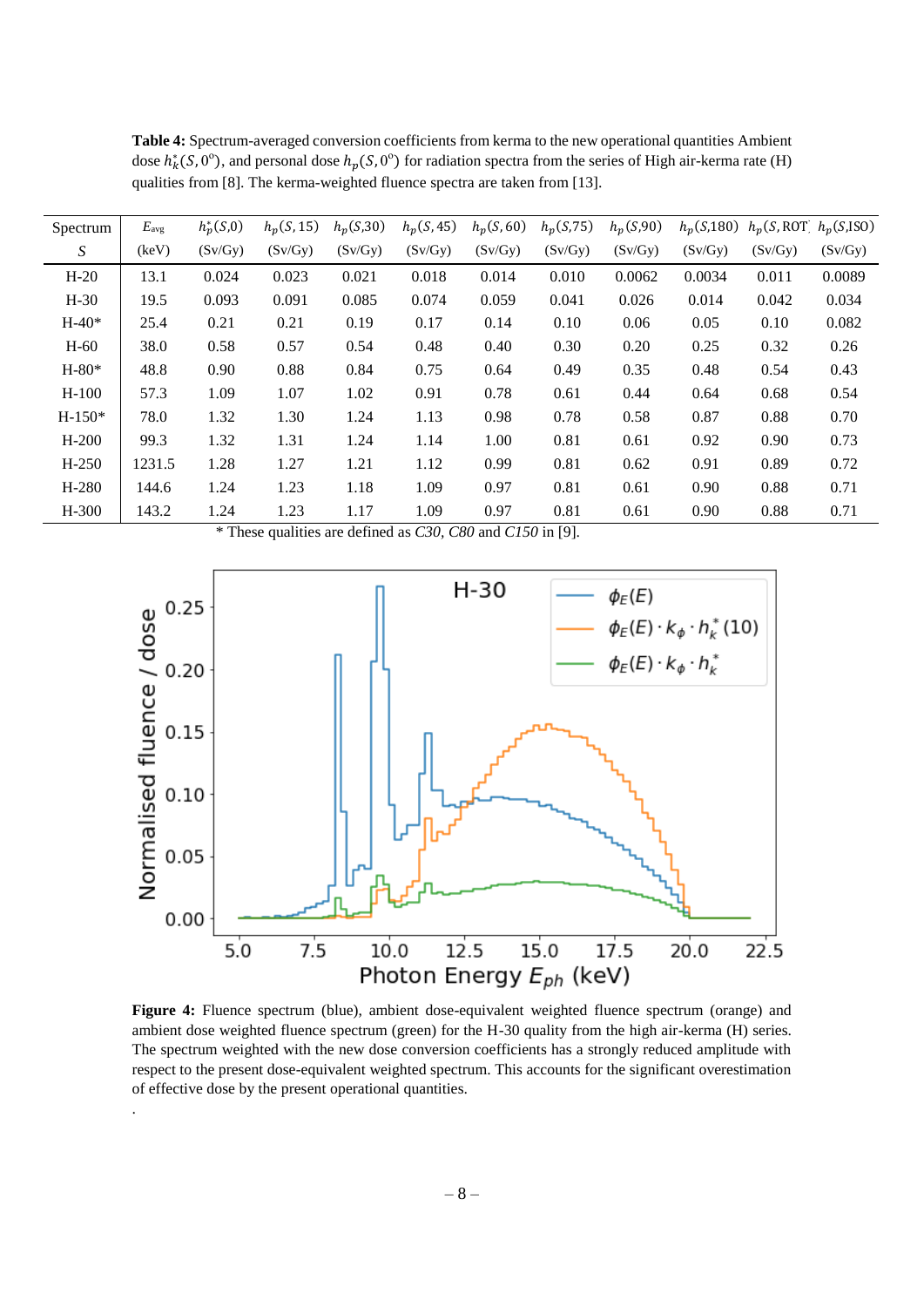**Table 4:** Spectrum-averaged conversion coefficients from kerma to the new operational quantities Ambient dose $h_k^*(S,0^o)$, and personal dose $h_p(S,0^o)$ for radiation spectra from the series of High air-kerma rate (H) qualities from [8]. The kerma-weighted fluence spectra are taken from [13].

| Spectrum $S$ | $E_{avg}$ (keV) | $h_p^*(S,0)$ (Sv/Gy) | $h_p(S,15)$ (Sv/Gy) | $h_p(S,30)$ (Sv/Gy) | $h_p(S,45)$ (Sv/Gy) | $h_p(S,60)$ (Sv/Gy) | $h_p(S,75)$ (Sv/Gy) | $h_p(S,90)$ (Sv/Gy) | $h_p(S,180)$ (Sv/Gy) | $h_p(S,\text{ROT})$ (Sv/Gy) | $h_p(S,\text{ISO})$ (Sv/Gy) |
|---|---|---|---|---|---|---|---|---|---|---|---|
| H-20 | 13.1 | 0.024 | 0.023 | 0.021 | 0.018 | 0.014 | 0.010 | 0.0062 | 0.0034 | 0.011 | 0.0089 |
| H-30 | 19.5 | 0.093 | 0.091 | 0.085 | 0.074 | 0.059 | 0.041 | 0.026 | 0.014 | 0.042 | 0.034 |
| H-40* | 25.4 | 0.21 | 0.21 | 0.19 | 0.17 | 0.14 | 0.10 | 0.06 | 0.05 | 0.10 | 0.082 |
| H-60 | 38.0 | 0.58 | 0.57 | 0.54 | 0.48 | 0.40 | 0.30 | 0.20 | 0.25 | 0.32 | 0.26 |
| H-80* | 48.8 | 0.90 | 0.88 | 0.84 | 0.75 | 0.64 | 0.49 | 0.35 | 0.48 | 0.54 | 0.43 |
| H-100 | 57.3 | 1.09 | 1.07 | 1.02 | 0.91 | 0.78 | 0.61 | 0.44 | 0.64 | 0.68 | 0.54 |
| H-150* | 78.0 | 1.32 | 1.30 | 1.24 | 1.13 | 0.98 | 0.78 | 0.58 | 0.87 | 0.88 | 0.70 |
| H-200 | 99.3 | 1.32 | 1.31 | 1.24 | 1.14 | 1.00 | 0.81 | 0.61 | 0.92 | 0.90 | 0.73 |
| H-250 | 1231.5 | 1.28 | 1.27 | 1.21 | 1.12 | 0.99 | 0.81 | 0.62 | 0.91 | 0.89 | 0.72 |
| H-280 | 144.6 | 1.24 | 1.23 | 1.18 | 1.09 | 0.97 | 0.81 | 0.61 | 0.90 | 0.88 | 0.71 |
| H-300 | 143.2 | 1.24 | 1.23 | 1.17 | 1.09 | 0.97 | 0.81 | 0.61 | 0.90 | 0.88 | 0.71 |

\* These qualities are defined as *C30*, *C80* and *C150* in [9].

**Figure 4:** Fluence spectrum (blue), ambient dose-equivalent weighted fluence spectrum (orange) and ambient dose weighted fluence spectrum (green) for the H-30 quality from the high air-kerma (H) series. The spectrum weighted with the new dose conversion coefficients has a strongly reduced amplitude with respect to the present dose-equivalent weighted spectrum. This accounts for the significant overestimation of effective dose by the present operational quantities.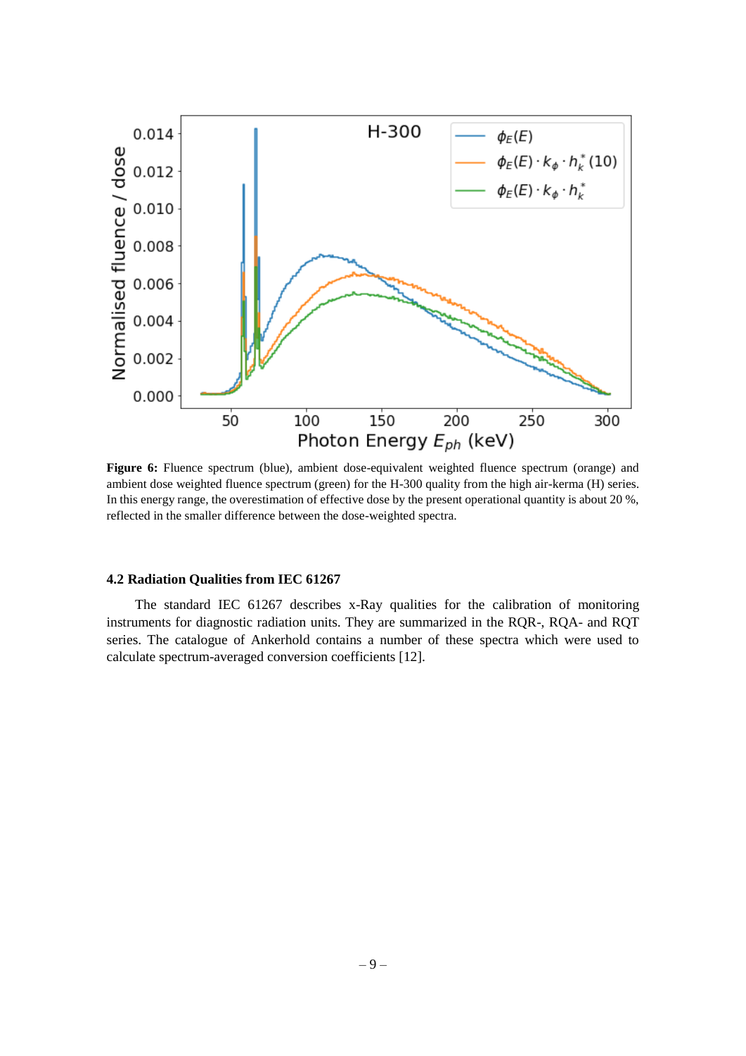**Figure 6:** Fluence spectrum (blue), ambient dose-equivalent weighted fluence spectrum (orange) and ambient dose weighted fluence spectrum (green) for the H-300 quality from the high air-kerma (H) series. In this energy range, the overestimation of effective dose by the present operational quantity is about 20 %, reflected in the smaller difference between the dose-weighted spectra.

### 4.2 Radiation Qualities from IEC 61267

The standard IEC 61267 describes x-Ray qualities for the calibration of monitoring instruments for diagnostic radiation units. They are summarized in the RQR-, RQA- and RQT series. The catalogue of Ankerhold contains a number of these spectra which were used to calculate spectrum-averaged conversion coefficients [12].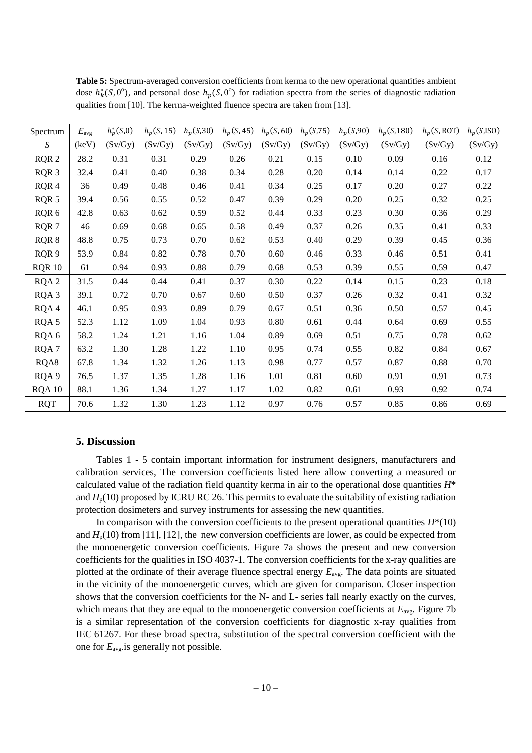**Table 5:** Spectrum-averaged conversion coefficients from kerma to the new operational quantities ambient dose $h_k^*(S, 0^o)$, and personal dose $h_p(S, 0^o)$ for radiation spectra from the series of diagnostic radiation qualities from [10]. The kerma-weighted fluence spectra are taken from [13].

| Spectrum | $E_{avg}$ | $h_p^*(S,0)$ | $h_p(S,15)$ | $h_p(S,30)$ | $h_p(S,45)$ | $h_p(S,60)$ | $h_p(S,75)$ | $h_p(S,90)$ | $h_p(S,180)$ | $h_p(S,\mathrm{ROT})$ | $h_p(S,\mathrm{ISO})$ |
|---|---|---|---|---|---|---|---|---|---|---|---|
| $S$ | (keV) | (Sv/Gy) | (Sv/Gy) | (Sv/Gy) | (Sv/Gy) | (Sv/Gy) | (Sv/Gy) | (Sv/Gy) | (Sv/Gy) | (Sv/Gy) | (Sv/Gy) |
| RQR 2 | 28.2 | 0.31 | 0.31 | 0.29 | 0.26 | 0.21 | 0.15 | 0.10 | 0.09 | 0.16 | 0.12 |
| RQR 3 | 32.4 | 0.41 | 0.40 | 0.38 | 0.34 | 0.28 | 0.20 | 0.14 | 0.14 | 0.22 | 0.17 |
| RQR 4 | 36 | 0.49 | 0.48 | 0.46 | 0.41 | 0.34 | 0.25 | 0.17 | 0.20 | 0.27 | 0.22 |
| RQR 5 | 39.4 | 0.56 | 0.55 | 0.52 | 0.47 | 0.39 | 0.29 | 0.20 | 0.25 | 0.32 | 0.25 |
| RQR 6 | 42.8 | 0.63 | 0.62 | 0.59 | 0.52 | 0.44 | 0.33 | 0.23 | 0.30 | 0.36 | 0.29 |
| RQR 7 | 46 | 0.69 | 0.68 | 0.65 | 0.58 | 0.49 | 0.37 | 0.26 | 0.35 | 0.41 | 0.33 |
| RQR 8 | 48.8 | 0.75 | 0.73 | 0.70 | 0.62 | 0.53 | 0.40 | 0.29 | 0.39 | 0.45 | 0.36 |
| RQR 9 | 53.9 | 0.84 | 0.82 | 0.78 | 0.70 | 0.60 | 0.46 | 0.33 | 0.46 | 0.51 | 0.41 |
| RQR 10 | 61 | 0.94 | 0.93 | 0.88 | 0.79 | 0.68 | 0.53 | 0.39 | 0.55 | 0.59 | 0.47 |
| RQA 2 | 31.5 | 0.44 | 0.44 | 0.41 | 0.37 | 0.30 | 0.22 | 0.14 | 0.15 | 0.23 | 0.18 |
| RQA 3 | 39.1 | 0.72 | 0.70 | 0.67 | 0.60 | 0.50 | 0.37 | 0.26 | 0.32 | 0.41 | 0.32 |
| RQA 4 | 46.1 | 0.95 | 0.93 | 0.89 | 0.79 | 0.67 | 0.51 | 0.36 | 0.50 | 0.57 | 0.45 |
| RQA 5 | 52.3 | 1.12 | 1.09 | 1.04 | 0.93 | 0.80 | 0.61 | 0.44 | 0.64 | 0.69 | 0.55 |
| RQA 6 | 58.2 | 1.24 | 1.21 | 1.16 | 1.04 | 0.89 | 0.69 | 0.51 | 0.75 | 0.78 | 0.62 |
| RQA 7 | 63.2 | 1.30 | 1.28 | 1.22 | 1.10 | 0.95 | 0.74 | 0.55 | 0.82 | 0.84 | 0.67 |
| RQA8 | 67.8 | 1.34 | 1.32 | 1.26 | 1.13 | 0.98 | 0.77 | 0.57 | 0.87 | 0.88 | 0.70 |
| RQA 9 | 76.5 | 1.37 | 1.35 | 1.28 | 1.16 | 1.01 | 0.81 | 0.60 | 0.91 | 0.91 | 0.73 |
| RQA 10 | 88.1 | 1.36 | 1.34 | 1.27 | 1.17 | 1.02 | 0.82 | 0.61 | 0.93 | 0.92 | 0.74 |
| RQT | 70.6 | 1.32 | 1.30 | 1.23 | 1.12 | 0.97 | 0.76 | 0.57 | 0.85 | 0.86 | 0.69 |

## 5. Discussion

Tables 1 - 5 contain important information for instrument designers, manufacturers and calibration services, The conversion coefficients listed here allow converting a measured or calculated value of the radiation field quantity kerma in air to the operational dose quantities $H^*$ and $H_p(10)$ proposed by ICRU RC 26. This permits to evaluate the suitability of existing radiation protection dosimeters and survey instruments for assessing the new quantities.

In comparison with the conversion coefficients to the present operational quantities $H^*(10)$ and $H_p(10)$ from [11], [12], the new conversion coefficients are lower, as could be expected from the monoenergetic conversion coefficients. Figure 7a shows the present and new conversion coefficients for the qualities in ISO 4037-1. The conversion coefficients for the x-ray qualities are plotted at the ordinate of their average fluence spectral energy $E_{avg}$. The data points are situated in the vicinity of the monoenergetic curves, which are given for comparison. Closer inspection shows that the conversion coefficients for the N- and L- series fall nearly exactly on the curves, which means that they are equal to the monoenergetic conversion coefficients at $E_{avg}$. Figure 7b is a similar representation of the conversion coefficients for diagnostic x-ray qualities from IEC 61267. For these broad spectra, substitution of the spectral conversion coefficient with the one for $E_{avg}$.is generally not possible.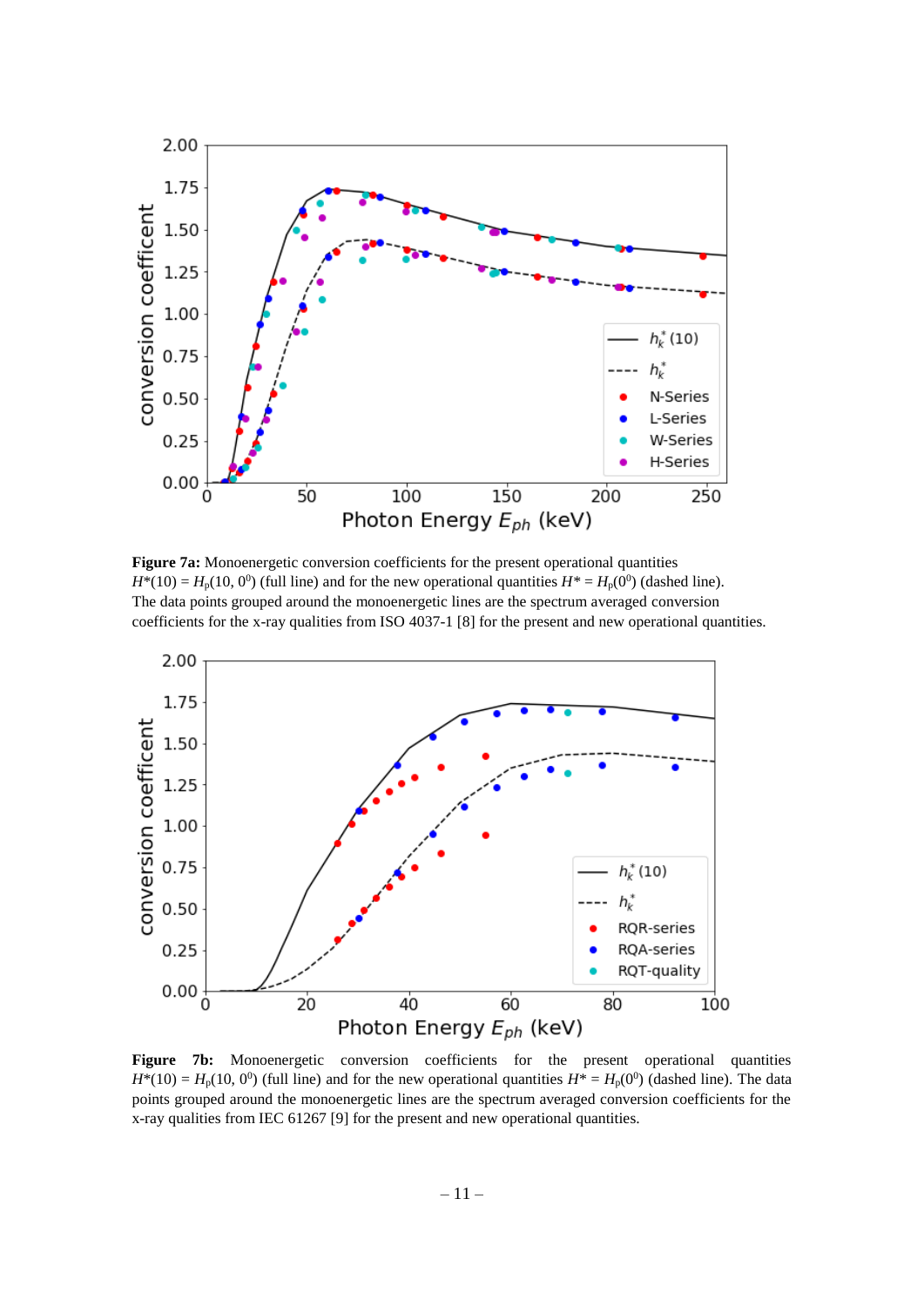**Figure 7a:** Monoenergetic conversion coefficients for the present operational quantities $H^*(10) = H_p(10, 0^0)$ (full line) and for the new operational quantities $H^* = H_p(0^0)$ (dashed line). The data points grouped around the monoenergetic lines are the spectrum averaged conversion coefficients for the x-ray qualities from ISO 4037-1 [8] for the present and new operational quantities.

**Figure 7b:** Monoenergetic conversion coefficients for the present operational quantities $H^*(10) = H_p(10, 0^0)$ (full line) and for the new operational quantities $H^* = H_p(0^0)$ (dashed line). The data points grouped around the monoenergetic lines are the spectrum averaged conversion coefficients for the x-ray qualities from IEC 61267 [9] for the present and new operational quantities.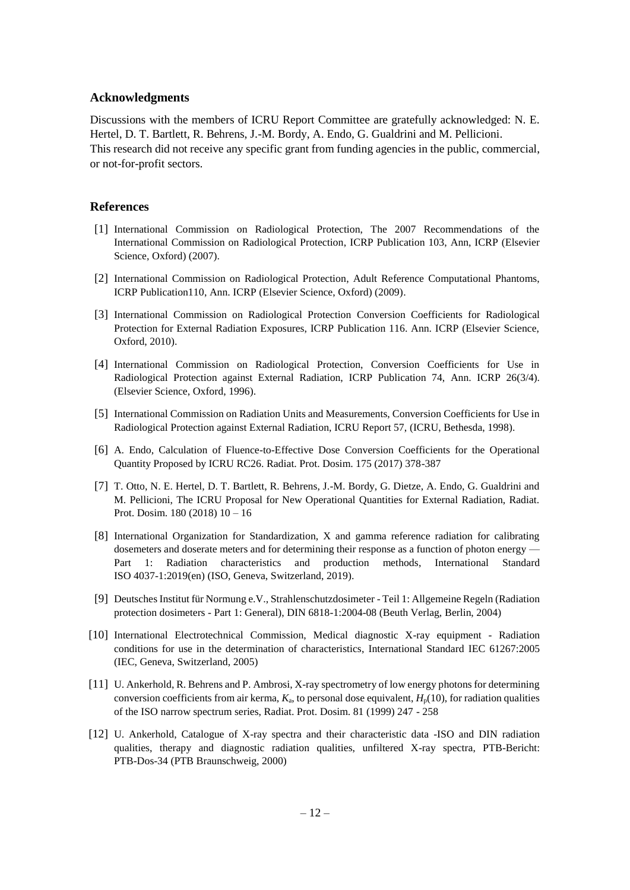## Acknowledgments

Discussions with the members of ICRU Report Committee are gratefully acknowledged: N. E. Hertel, D. T. Bartlett, R. Behrens, J.-M. Bordy, A. Endo, G. Gualdrini and M. Pellicioni.
This research did not receive any specific grant from funding agencies in the public, commercial, or not-for-profit sectors.

## References

[1] International Commission on Radiological Protection, The 2007 Recommendations of the International Commission on Radiological Protection, ICRP Publication 103, Ann, ICRP (Elsevier Science, Oxford) (2007).

[2] International Commission on Radiological Protection, Adult Reference Computational Phantoms, ICRP Publication110, Ann. ICRP (Elsevier Science, Oxford) (2009).

[3] International Commission on Radiological Protection Conversion Coefficients for Radiological Protection for External Radiation Exposures, ICRP Publication 116. Ann. ICRP (Elsevier Science, Oxford, 2010).

[4] International Commission on Radiological Protection, Conversion Coefficients for Use in Radiological Protection against External Radiation, ICRP Publication 74, Ann. ICRP 26(3/4). (Elsevier Science, Oxford, 1996).

[5] International Commission on Radiation Units and Measurements, Conversion Coefficients for Use in Radiological Protection against External Radiation, ICRU Report 57, (ICRU, Bethesda, 1998).

[6] A. Endo, Calculation of Fluence-to-Effective Dose Conversion Coefficients for the Operational Quantity Proposed by ICRU RC26. Radiat. Prot. Dosim. 175 (2017) 378-387

[7] T. Otto, N. E. Hertel, D. T. Bartlett, R. Behrens, J.-M. Bordy, G. Dietze, A. Endo, G. Gualdrini and M. Pellicioni, The ICRU Proposal for New Operational Quantities for External Radiation, Radiat. Prot. Dosim. 180 (2018) 10 – 16

[8] International Organization for Standardization, X and gamma reference radiation for calibrating dosemeters and doserate meters and for determining their response as a function of photon energy — Part 1: Radiation characteristics and production methods, International Standard ISO 4037-1:2019(en) (ISO, Geneva, Switzerland, 2019).

[9] Deutsches Institut für Normung e.V., Strahlenschutzdosimeter - Teil 1: Allgemeine Regeln (Radiation protection dosimeters - Part 1: General), DIN 6818-1:2004-08 (Beuth Verlag, Berlin, 2004)

[10] International Electrotechnical Commission, Medical diagnostic X-ray equipment - Radiation conditions for use in the determination of characteristics, International Standard IEC 61267:2005 (IEC, Geneva, Switzerland, 2005)

[11] U. Ankerhold, R. Behrens and P. Ambrosi, X-ray spectrometry of low energy photons for determining conversion coefficients from air kerma, $K_a$, to personal dose equivalent, $H_p(10)$, for radiation qualities of the ISO narrow spectrum series, Radiat. Prot. Dosim. 81 (1999) 247 - 258

[12] U. Ankerhold, Catalogue of X-ray spectra and their characteristic data -ISO and DIN radiation qualities, therapy and diagnostic radiation qualities, unfiltered X-ray spectra, PTB-Bericht: PTB-Dos-34 (PTB Braunschweig, 2000)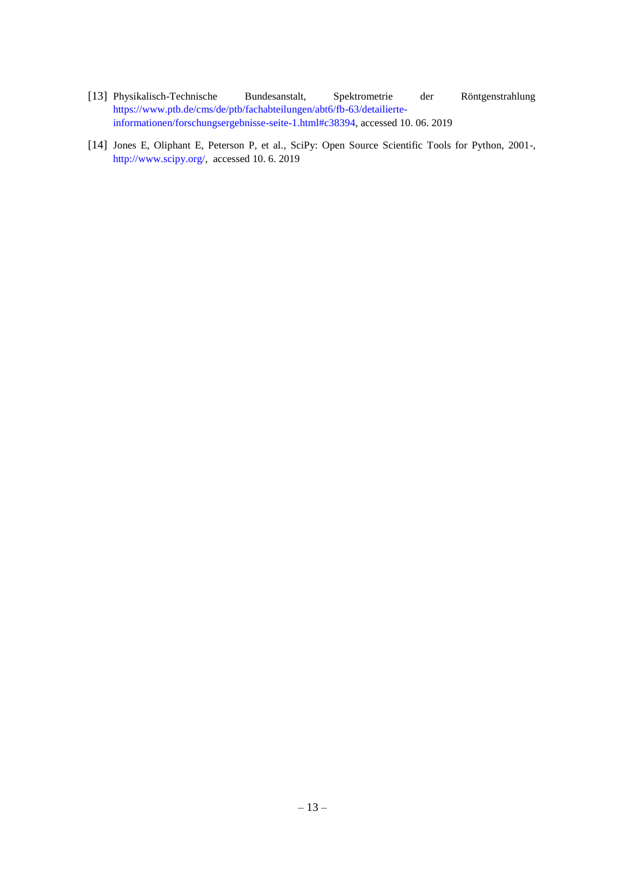[13] Physikalisch-Technische Bundesanstalt, Spektrometrie der Röntgenstrahlung https://www.ptb.de/cms/de/ptb/fachabteilungen/abt6/fb-63/detailierte-informationen/forschungsergebnisse-seite-1.html#c38394, accessed 10. 06. 2019

[14] Jones E, Oliphant E, Peterson P, et al., SciPy: Open Source Scientific Tools for Python, 2001-, http://www.scipy.org/, accessed 10. 6. 2019